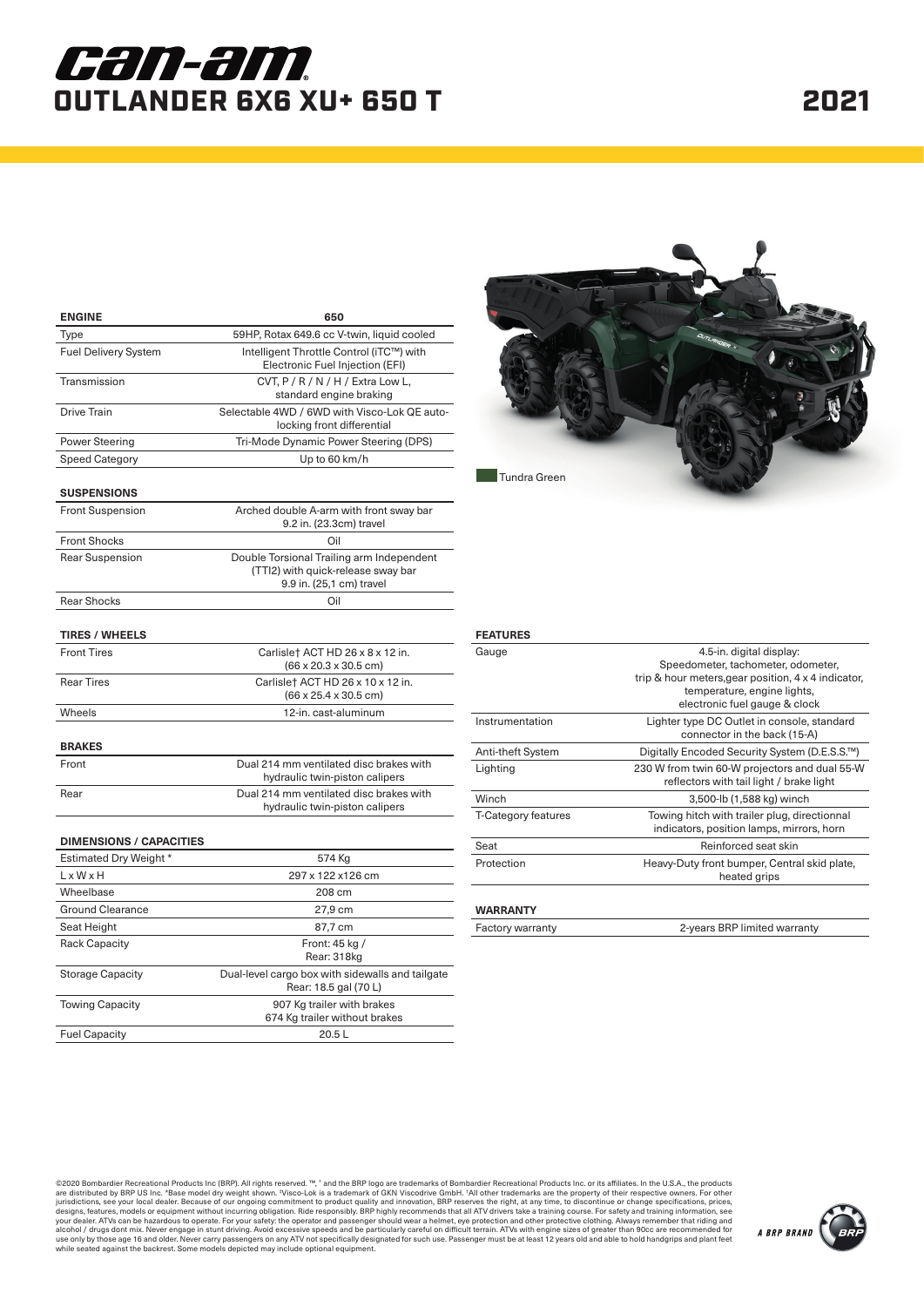# can-am

## OUTLANDER 6X6 XU+ 650 T

## 2021

| ENGINE | 650 |
|---|---|
| Type | 59HP, Rotax 649.6 cc V-twin, liquid cooled |
| Fuel Delivery System | Intelligent Throttle Control (iTC™) with Electronic Fuel Injection (EFI) |
| Transmission | CVT, P / R / N / H / Extra Low L, standard engine braking |
| Drive Train | Selectable 4WD / 6WD with Visco-Lok QE auto-locking front differential |
| Power Steering | Tri-Mode Dynamic Power Steering (DPS) |
| Speed Category | Up to 60 km/h |

| SUSPENSIONS | |
|---|---|
| Front Suspension | Arched double A-arm with front sway bar 9.2 in. (23.3cm) travel |
| Front Shocks | Oil |
| Rear Suspension | Double Torsional Trailing arm Independent (TTI2) with quick-release sway bar 9.9 in. (25,1 cm) travel |
| Rear Shocks | Oil |

| TIRES / WHEELS | |
|---|---|
| Front Tires | Carlisle† ACT HD 26 x 8 x 12 in. (66 x 20.3 x 30.5 cm) |
| Rear Tires | Carlisle† ACT HD 26 x 10 x 12 in. (66 x 25.4 x 30.5 cm) |
| Wheels | 12-in. cast-aluminum |

| BRAKES | |
|---|---|
| Front | Dual 214 mm ventilated disc brakes with hydraulic twin-piston calipers |
| Rear | Dual 214 mm ventilated disc brakes with hydraulic twin-piston calipers |

| DIMENSIONS / CAPACITIES | |
|---|---|
| Estimated Dry Weight * | 574 Kg |
| L x W x H | 297 x 122 x126 cm |
| Wheelbase | 208 cm |
| Ground Clearance | 27,9 cm |
| Seat Height | 87,7 cm |
| Rack Capacity | Front: 45 kg / Rear: 318kg |
| Storage Capacity | Dual-level cargo box with sidewalls and tailgate Rear: 18.5 gal (70 L) |
| Towing Capacity | 907 Kg trailer with brakes 674 Kg trailer without brakes |
| Fuel Capacity | 20.5 L |

Tundra Green

| FEATURES | |
|---|---|
| Gauge | 4.5-in. digital display: Speedometer, tachometer, odometer, trip & hour meters,gear position, 4 x 4 indicator, temperature, engine lights, electronic fuel gauge & clock |
| Instrumentation | Lighter type DC Outlet in console, standard connector in the back (15-A) |
| Anti-theft System | Digitally Encoded Security System (D.E.S.S.™) |
| Lighting | 230 W from twin 60-W projectors and dual 55-W reflectors with tail light / brake light |
| Winch | 3,500-lb (1,588 kg) winch |
| T-Category features | Towing hitch with trailer plug, directionnal indicators, position lamps, mirrors, horn |
| Seat | Reinforced seat skin |
| Protection | Heavy-Duty front bumper, Central skid plate, heated grips |

| WARRANTY | |
|---|---|
| Factory warranty | 2-years BRP limited warranty |

©2020 Bombardier Recreational Products Inc (BRP). All rights reserved. ™, ® and the BRP logo are trademarks of Bombardier Recreational Products Inc. or its affiliates. In the U.S.A., the products are distributed by BRP US Inc. *Base model dry weight shown. ‡Visco-Lok is a trademark of GKN Viscodrive GmbH. †All other trademarks are the property of their respective owners. For other jurisdictions, see your local dealer. Because of our ongoing commitment to product quality and innovation, BRP reserves the right, at any time, to discontinue or change specifications, prices, designs, features, models or equipment without incurring obligation. Ride responsibly. BRP highly recommends that all ATV drivers take a training course. For safety and training information, see your dealer. ATVs can be hazardous to operate. For your safety: the operator and passenger should wear a helmet, eye protection and other protective clothing. Always remember that riding and alcohol / drugs dont mix. Never engage in stunt driving. Avoid excessive speeds and be particularly careful on difficult terrain. ATVs with engine sizes of greater than 90cc are recommended for use only by those age 16 and older. Never carry passengers on any ATV not specifically designated for such use. Passenger must be at least 12 years old and able to hold handgrips and plant feet while seated against the backrest. Some models depicted may include optional equipment.

A BRP BRAND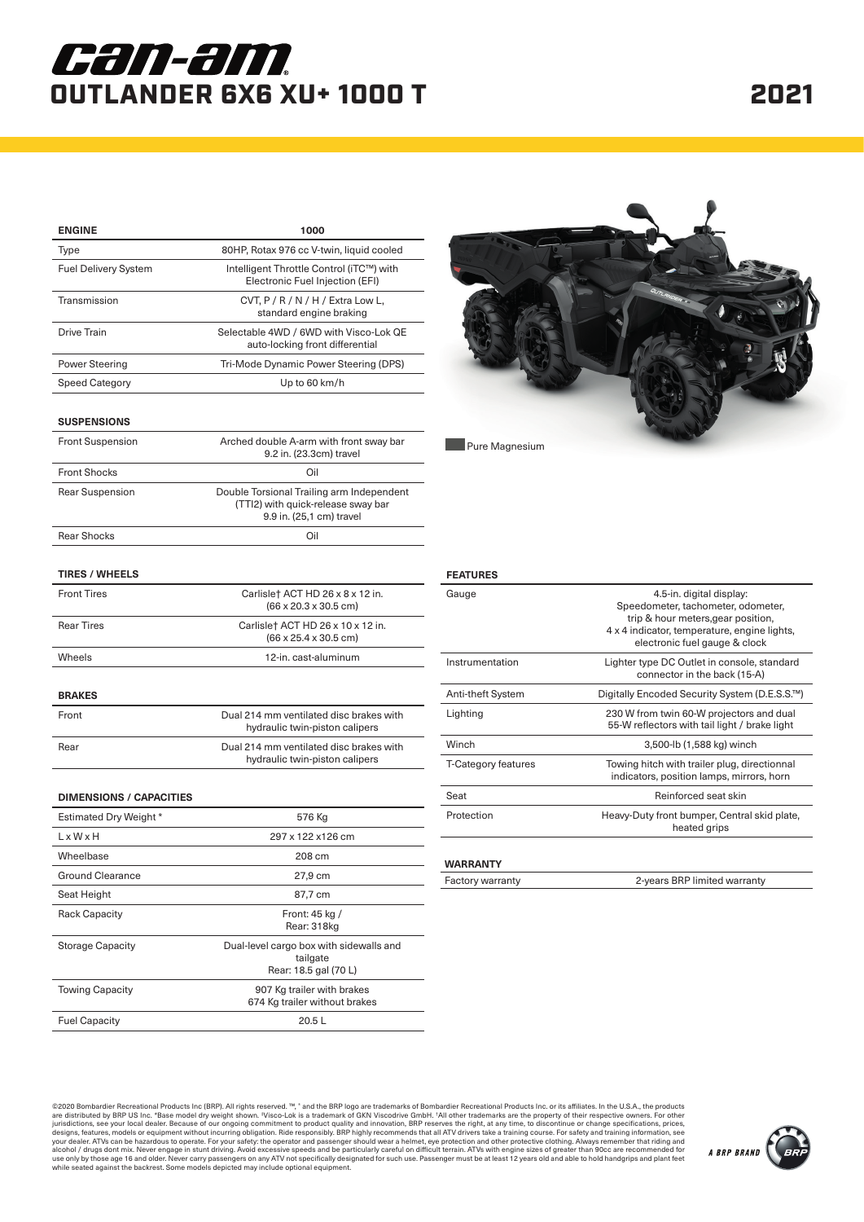# can-am

## OUTLANDER 6X6 XU+ 1000 T

## 2021

| ENGINE | 1000 |
|---|---|
| Type | 80HP, Rotax 976 cc V-twin, liquid cooled |
| Fuel Delivery System | Intelligent Throttle Control (iTC™) with Electronic Fuel Injection (EFI) |
| Transmission | CVT, P / R / N / H / Extra Low L, standard engine braking |
| Drive Train | Selectable 4WD / 6WD with Visco-Lok QE auto-locking front differential |
| Power Steering | Tri-Mode Dynamic Power Steering (DPS) |
| Speed Category | Up to 60 km/h |

Pure Magnesium

| SUSPENSIONS | |
|---|---|
| Front Suspension | Arched double A-arm with front sway bar 9.2 in. (23.3cm) travel |
| Front Shocks | Oil |
| Rear Suspension | Double Torsional Trailing arm Independent (TTI2) with quick-release sway bar 9.9 in. (25,1 cm) travel |
| Rear Shocks | Oil |

| TIRES / WHEELS | |
|---|---|
| Front Tires | Carlisle† ACT HD 26 x 8 x 12 in. (66 x 20.3 x 30.5 cm) |
| Rear Tires | Carlisle† ACT HD 26 x 10 x 12 in. (66 x 25.4 x 30.5 cm) |
| Wheels | 12-in. cast-aluminum |

| BRAKES | |
|---|---|
| Front | Dual 214 mm ventilated disc brakes with hydraulic twin-piston calipers |
| Rear | Dual 214 mm ventilated disc brakes with hydraulic twin-piston calipers |

| DIMENSIONS / CAPACITIES | |
|---|---|
| Estimated Dry Weight * | 576 Kg |
| L x W x H | 297 x 122 x126 cm |
| Wheelbase | 208 cm |
| Ground Clearance | 27,9 cm |
| Seat Height | 87,7 cm |
| Rack Capacity | Front: 45 kg / Rear: 318kg |
| Storage Capacity | Dual-level cargo box with sidewalls and tailgate Rear: 18.5 gal (70 L) |
| Towing Capacity | 907 Kg trailer with brakes 674 Kg trailer without brakes |
| Fuel Capacity | 20.5 L |

| FEATURES | |
|---|---|
| Gauge | 4.5-in. digital display: Speedometer, tachometer, odometer, trip & hour meters,gear position, 4 x 4 indicator, temperature, engine lights, electronic fuel gauge & clock |
| Instrumentation | Lighter type DC Outlet in console, standard connector in the back (15-A) |
| Anti-theft System | Digitally Encoded Security System (D.E.S.S.™) |
| Lighting | 230 W from twin 60-W projectors and dual 55-W reflectors with tail light / brake light |
| Winch | 3,500-lb (1,588 kg) winch |
| T-Category features | Towing hitch with trailer plug, directionnal indicators, position lamps, mirrors, horn |
| Seat | Reinforced seat skin |
| Protection | Heavy-Duty front bumper, Central skid plate, heated grips |

| WARRANTY | |
|---|---|
| Factory warranty | 2-years BRP limited warranty |

©2020 Bombardier Recreational Products Inc (BRP). All rights reserved. ™, ® and the BRP logo are trademarks of Bombardier Recreational Products Inc. or its affiliates. In the U.S.A., the products are distributed by BRP US Inc. *Base model dry weight shown. ‡Visco-Lok is a trademark of GKN Viscodrive GmbH. †All other trademarks are the property of their respective owners. For other jurisdictions, see your local dealer. Because of our ongoing commitment to product quality and innovation, BRP reserves the right, at any time, to discontinue or change specifications, prices, designs, features, models or equipment without incurring obligation. Ride responsibly. BRP highly recommends that all ATV drivers take a training course. For safety and training information, see your dealer. ATVs can be hazardous to operate. For your safety: the operator and passenger should wear a helmet, eye protection and other protective clothing. Always remember that riding and alcohol / drugs dont mix. Never engage in stunt driving. Avoid excessive speeds and be particularly careful on difficult terrain. ATVs with engine sizes of greater than 90cc are recommended for use only by those age 16 and older. Never carry passengers on any ATV not specifically designated for such use. Passenger must be at least 12 years old and able to hold handgrips and plant feet while seated against the backrest. Some models depicted may include optional equipment.

A BRP BRAND